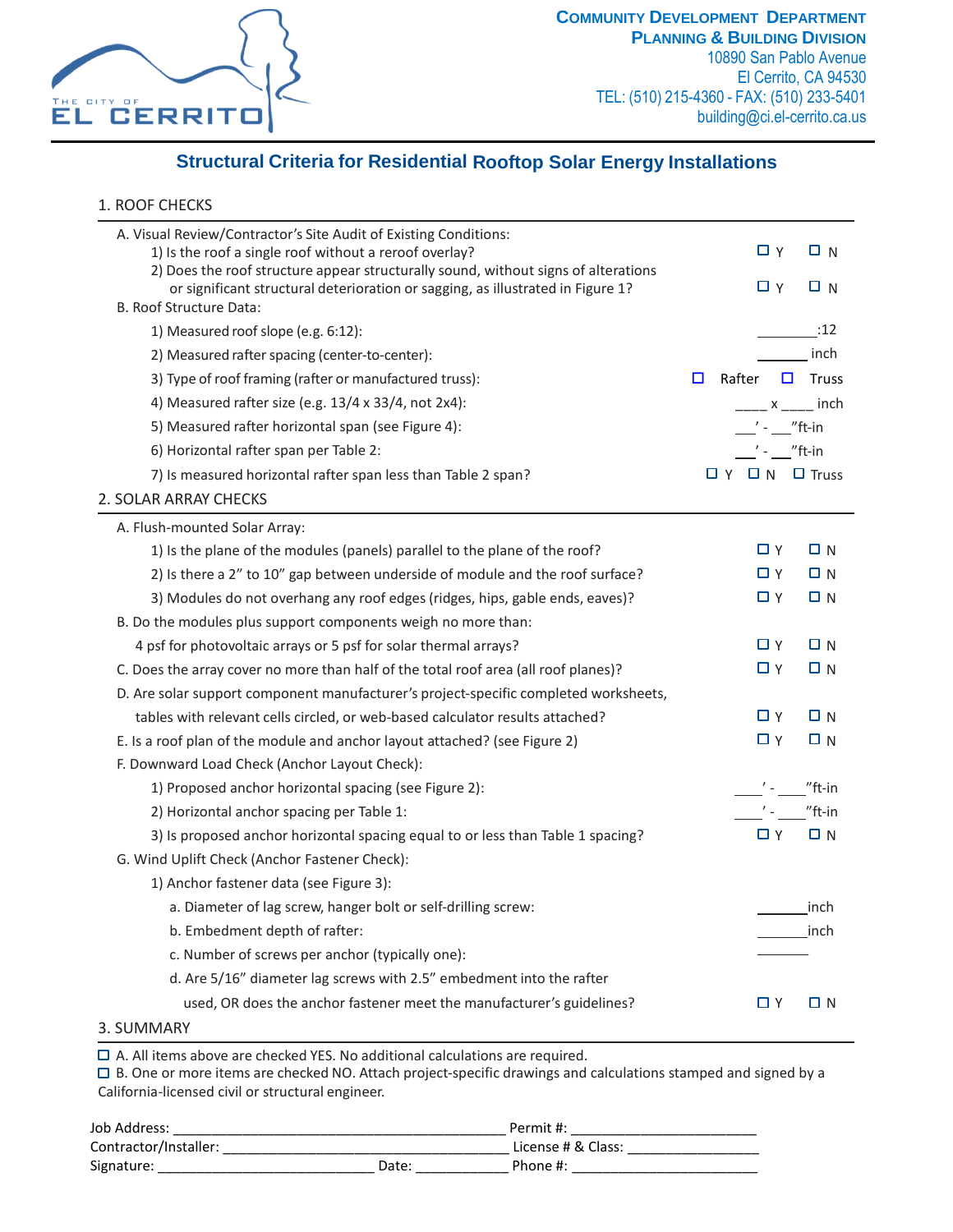THE CITY OF EL CERRITO

**COMMUNITY DEVELOPMENT DEPARTMENT**
**PLANNING & BUILDING DIVISION**
10890 San Pablo Avenue
El Cerrito, CA 94530
TEL: (510) 215-4360 - FAX: (510) 233-5401
building@ci.el-cerrito.ca.us

# Structural Criteria for Residential Rooftop Solar Energy Installations

## 1. ROOF CHECKS

A. Visual Review/Contractor's Site Audit of Existing Conditions:

1) Is the roof a single roof without a reroof overlay? ☐ Y ☐ N

2) Does the roof structure appear structurally sound, without signs of alterations or significant structural deterioration or sagging, as illustrated in Figure 1? ☐ Y ☐ N

B. Roof Structure Data:

1) Measured roof slope (e.g. 6:12): ________:12

2) Measured rafter spacing (center-to-center): ________ inch

3) Type of roof framing (rafter or manufactured truss): ☐ Rafter ☐ Truss

4) Measured rafter size (e.g. 13/4 x 33/4, not 2x4): ____ x ____ inch

5) Measured rafter horizontal span (see Figure 4): ___' - ___"ft-in

6) Horizontal rafter span per Table 2: ___' - ___"ft-in

7) Is measured horizontal rafter span less than Table 2 span? ☐ Y ☐ N ☐ Truss

## 2. SOLAR ARRAY CHECKS

A. Flush-mounted Solar Array:

1) Is the plane of the modules (panels) parallel to the plane of the roof? ☐ Y ☐ N

2) Is there a 2" to 10" gap between underside of module and the roof surface? ☐ Y ☐ N

3) Modules do not overhang any roof edges (ridges, hips, gable ends, eaves)? ☐ Y ☐ N

B. Do the modules plus support components weigh no more than: 4 psf for photovoltaic arrays or 5 psf for solar thermal arrays? ☐ Y ☐ N

C. Does the array cover no more than half of the total roof area (all roof planes)? ☐ Y ☐ N

D. Are solar support component manufacturer's project-specific completed worksheets, tables with relevant cells circled, or web-based calculator results attached? ☐ Y ☐ N

E. Is a roof plan of the module and anchor layout attached? (see Figure 2) ☐ Y ☐ N

F. Downward Load Check (Anchor Layout Check):

1) Proposed anchor horizontal spacing (see Figure 2): ___' - ___"ft-in

2) Horizontal anchor spacing per Table 1: ___' - ___"ft-in

3) Is proposed anchor horizontal spacing equal to or less than Table 1 spacing? ☐ Y ☐ N

G. Wind Uplift Check (Anchor Fastener Check):

1) Anchor fastener data (see Figure 3):

a. Diameter of lag screw, hanger bolt or self-drilling screw: ______inch

b. Embedment depth of rafter: ______inch

c. Number of screws per anchor (typically one): ______

d. Are 5/16" diameter lag screws with 2.5" embedment into the rafter used, OR does the anchor fastener meet the manufacturer's guidelines? ☐ Y ☐ N

## 3. SUMMARY

☐ A. All items above are checked YES. No additional calculations are required.

☐ B. One or more items are checked NO. Attach project-specific drawings and calculations stamped and signed by a California-licensed civil or structural engineer.

Job Address: ________________________________________ Permit #: ________________________

Contractor/Installer: ____________________________________ License # & Class: _________________

Signature: ____________________________ Date: ____________ Phone #: ________________________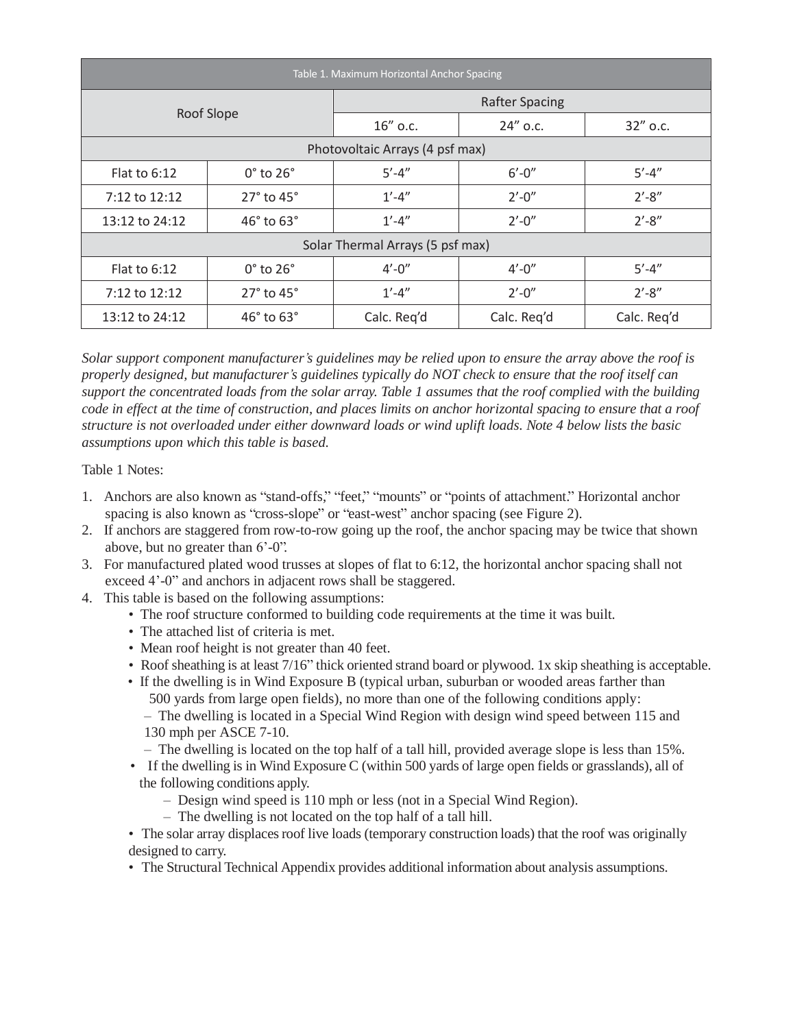| Table 1. Maximum Horizontal Anchor Spacing | | | | |
|---|---|---|---|---|
| Roof Slope | | Rafter Spacing | | |
| | | 16″ o.c. | 24″ o.c. | 32″ o.c. |
| Photovoltaic Arrays (4 psf max) | | | | |
| Flat to 6:12 | 0° to 26° | 5′-4″ | 6′-0″ | 5′-4″ |
| 7:12 to 12:12 | 27° to 45° | 1′-4″ | 2′-0″ | 2′-8″ |
| 13:12 to 24:12 | 46° to 63° | 1′-4″ | 2′-0″ | 2′-8″ |
| Solar Thermal Arrays (5 psf max) | | | | |
| Flat to 6:12 | 0° to 26° | 4′-0″ | 4′-0″ | 5′-4″ |
| 7:12 to 12:12 | 27° to 45° | 1′-4″ | 2′-0″ | 2′-8″ |
| 13:12 to 24:12 | 46° to 63° | Calc. Req'd | Calc. Req'd | Calc. Req'd |

*Solar support component manufacturer's guidelines may be relied upon to ensure the array above the roof is properly designed, but manufacturer's guidelines typically do NOT check to ensure that the roof itself can support the concentrated loads from the solar array. Table 1 assumes that the roof complied with the building code in effect at the time of construction, and places limits on anchor horizontal spacing to ensure that a roof structure is not overloaded under either downward loads or wind uplift loads. Note 4 below lists the basic assumptions upon which this table is based.*

Table 1 Notes:

1. Anchors are also known as "stand-offs," "feet," "mounts" or "points of attachment." Horizontal anchor spacing is also known as "cross-slope" or "east-west" anchor spacing (see Figure 2).
2. If anchors are staggered from row-to-row going up the roof, the anchor spacing may be twice that shown above, but no greater than 6'-0".
3. For manufactured plated wood trusses at slopes of flat to 6:12, the horizontal anchor spacing shall not exceed 4'-0" and anchors in adjacent rows shall be staggered.
4. This table is based on the following assumptions:
   - The roof structure conformed to building code requirements at the time it was built.
   - The attached list of criteria is met.
   - Mean roof height is not greater than 40 feet.
   - Roof sheathing is at least 7/16" thick oriented strand board or plywood. 1x skip sheathing is acceptable.
   - If the dwelling is in Wind Exposure B (typical urban, suburban or wooded areas farther than 500 yards from large open fields), no more than one of the following conditions apply:
     - The dwelling is located in a Special Wind Region with design wind speed between 115 and 130 mph per ASCE 7-10.
     - The dwelling is located on the top half of a tall hill, provided average slope is less than 15%.
   - If the dwelling is in Wind Exposure C (within 500 yards of large open fields or grasslands), all of the following conditions apply.
     - Design wind speed is 110 mph or less (not in a Special Wind Region).
     - The dwelling is not located on the top half of a tall hill.
   - The solar array displaces roof live loads (temporary construction loads) that the roof was originally designed to carry.
   - The Structural Technical Appendix provides additional information about analysis assumptions.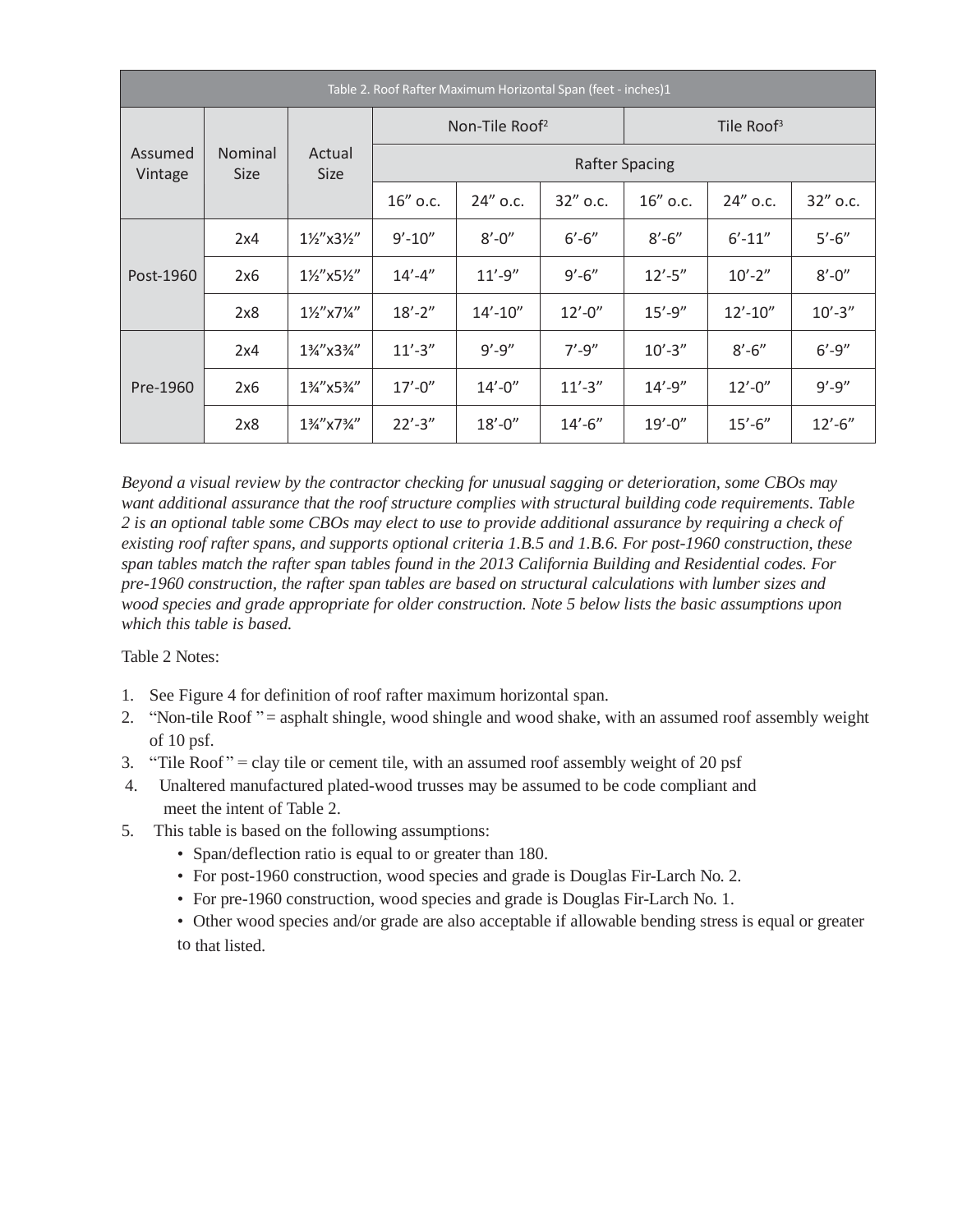| Table 2. Roof Rafter Maximum Horizontal Span (feet - inches)1 | | | | | | | | |
|---|---|---|---|---|---|---|---|---|
| Assumed Vintage | Nominal Size | Actual Size | Non-Tile Roof[2] | | | Tile Roof[3] | | |
| | | | Rafter Spacing | | | | | |
| | | | 16″ o.c. | 24″ o.c. | 32″ o.c. | 16″ o.c. | 24″ o.c. | 32″ o.c. |
| Post-1960 | 2x4 | 1½″x3½″ | 9′-10″ | 8′-0″ | 6′-6″ | 8′-6″ | 6′-11″ | 5′-6″ |
| | 2x6 | 1½″x5½″ | 14′-4″ | 11′-9″ | 9′-6″ | 12′-5″ | 10′-2″ | 8′-0″ |
| | 2x8 | 1½″x7¼″ | 18′-2″ | 14′-10″ | 12′-0″ | 15′-9″ | 12′-10″ | 10′-3″ |
| Pre-1960 | 2x4 | 1¾″x3¾″ | 11′-3″ | 9′-9″ | 7′-9″ | 10′-3″ | 8′-6″ | 6′-9″ |
| | 2x6 | 1¾″x5¾″ | 17′-0″ | 14′-0″ | 11′-3″ | 14′-9″ | 12′-0″ | 9′-9″ |
| | 2x8 | 1¾″x7¾″ | 22′-3″ | 18′-0″ | 14′-6″ | 19′-0″ | 15′-6″ | 12′-6″ |

*Beyond a visual review by the contractor checking for unusual sagging or deterioration, some CBOs may want additional assurance that the roof structure complies with structural building code requirements. Table 2 is an optional table some CBOs may elect to use to provide additional assurance by requiring a check of existing roof rafter spans, and supports optional criteria 1.B.5 and 1.B.6. For post-1960 construction, these span tables match the rafter span tables found in the 2013 California Building and Residential codes. For pre-1960 construction, the rafter span tables are based on structural calculations with lumber sizes and wood species and grade appropriate for older construction. Note 5 below lists the basic assumptions upon which this table is based.*

Table 2 Notes:

1. See Figure 4 for definition of roof rafter maximum horizontal span.
2. "Non-tile Roof" = asphalt shingle, wood shingle and wood shake, with an assumed roof assembly weight of 10 psf.
3. "Tile Roof" = clay tile or cement tile, with an assumed roof assembly weight of 20 psf
4. Unaltered manufactured plated-wood trusses may be assumed to be code compliant and meet the intent of Table 2.
5. This table is based on the following assumptions:
   - Span/deflection ratio is equal to or greater than 180.
   - For post-1960 construction, wood species and grade is Douglas Fir-Larch No. 2.
   - For pre-1960 construction, wood species and grade is Douglas Fir-Larch No. 1.
   - Other wood species and/or grade are also acceptable if allowable bending stress is equal or greater to that listed.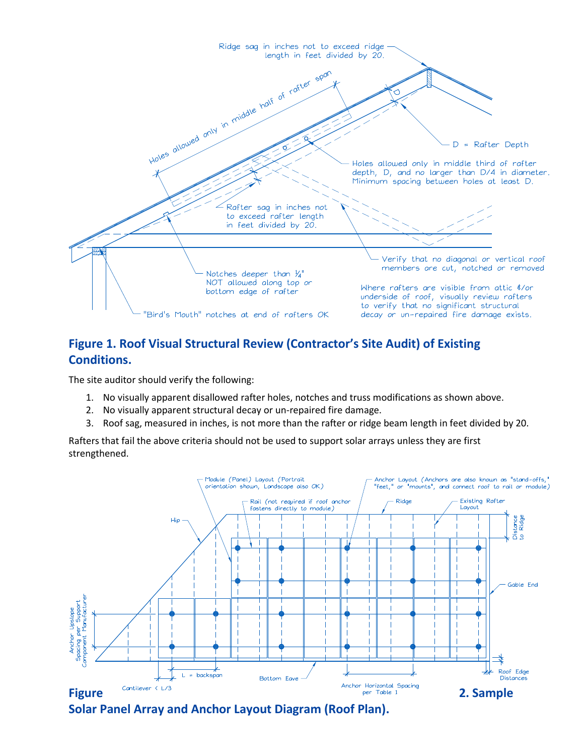Ridge sag in inches not to exceed ridge length in feet divided by 20.

Holes allowed only in middle half of rafter span

D = Rafter Depth

Holes allowed only in middle third of rafter depth, D, and no larger than D/4 in diameter. Minimum spacing between holes at least D.

Rafter sag in inches not to exceed rafter length in feet divided by 20.

Verify that no diagonal or vertical roof members are cut, notched or removed

Notches deeper than ¼" NOT allowed along top or bottom edge of rafter

"Bird's Mouth" notches at end of rafters OK

Where rafters are visible from attic &/or underside of roof, visually review rafters to verify that no significant structural decay or un-repaired fire damage exists.

**Figure 1. Roof Visual Structural Review (Contractor's Site Audit) of Existing Conditions.**

The site auditor should verify the following:

1. No visually apparent disallowed rafter holes, notches and truss modifications as shown above.
2. No visually apparent structural decay or un-repaired fire damage.
3. Roof sag, measured in inches, is not more than the rafter or ridge beam length in feet divided by 20.

Rafters that fail the above criteria should not be used to support solar arrays unless they are first strengthened.

Module (Panel) Layout (Portrait orientation shown, Landscape also OK)

Anchor Layout (Anchors are also known as "stand-offs," "feet," or "mounts", and connect roof to rail or module)

Rail (not required if roof anchor fastens directly to module)

Ridge

Existing Rafter Layout

Hip

Distance to Ridge

Gable End

Anchor Upslope Spacing per Support Component Manufacturer

L = backspan

Cantilever < L/3

Bottom Eave

Anchor Horizontal Spacing per Table 1

Roof Edge Distances

**Figure 2. Sample Solar Panel Array and Anchor Layout Diagram (Roof Plan).**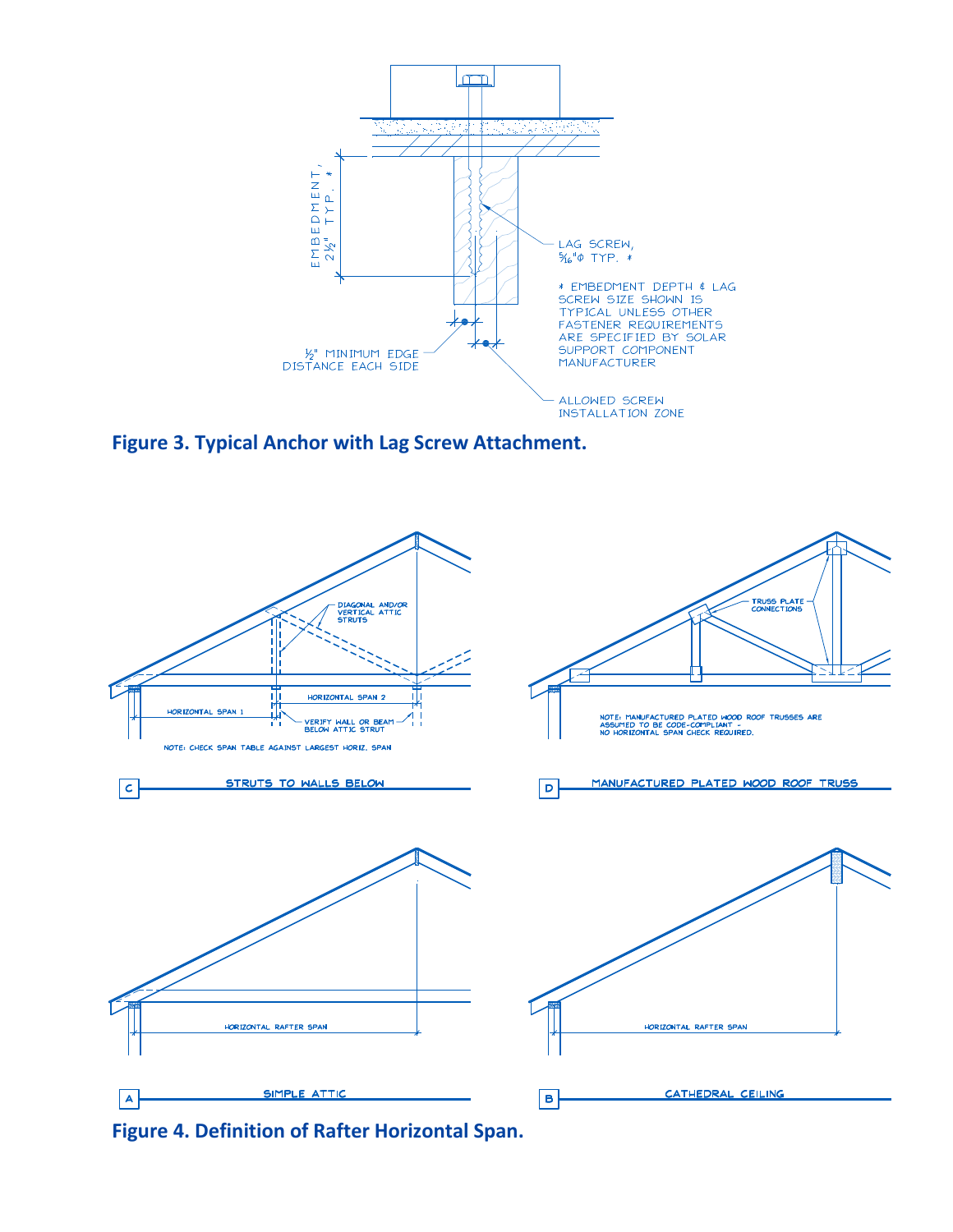EMBEDMENT, 2½" TYP. *

LAG SCREW, 5⁄16"ϕ TYP. *

* EMBEDMENT DEPTH & LAG SCREW SIZE SHOWN IS TYPICAL UNLESS OTHER FASTENER REQUIREMENTS ARE SPECIFIED BY SOLAR SUPPORT COMPONENT MANUFACTURER

½" MINIMUM EDGE DISTANCE EACH SIDE

ALLOWED SCREW INSTALLATION ZONE

**Figure 3. Typical Anchor with Lag Screw Attachment.**

DIAGONAL AND/OR VERTICAL ATTIC STRUTS

HORIZONTAL SPAN 1

HORIZONTAL SPAN 2

VERIFY WALL OR BEAM BELOW ATTIC STRUT

NOTE: CHECK SPAN TABLE AGAINST LARGEST HORIZ. SPAN

C STRUTS TO WALLS BELOW

TRUSS PLATE CONNECTIONS

NOTE: MANUFACTURED PLATED WOOD ROOF TRUSSES ARE ASSUMED TO BE CODE-COMPLIANT - NO HORIZONTAL SPAN CHECK REQUIRED.

D MANUFACTURED PLATED WOOD ROOF TRUSS

HORIZONTAL RAFTER SPAN

A SIMPLE ATTIC

HORIZONTAL RAFTER SPAN

B CATHEDRAL CEILING

**Figure 4. Definition of Rafter Horizontal Span.**